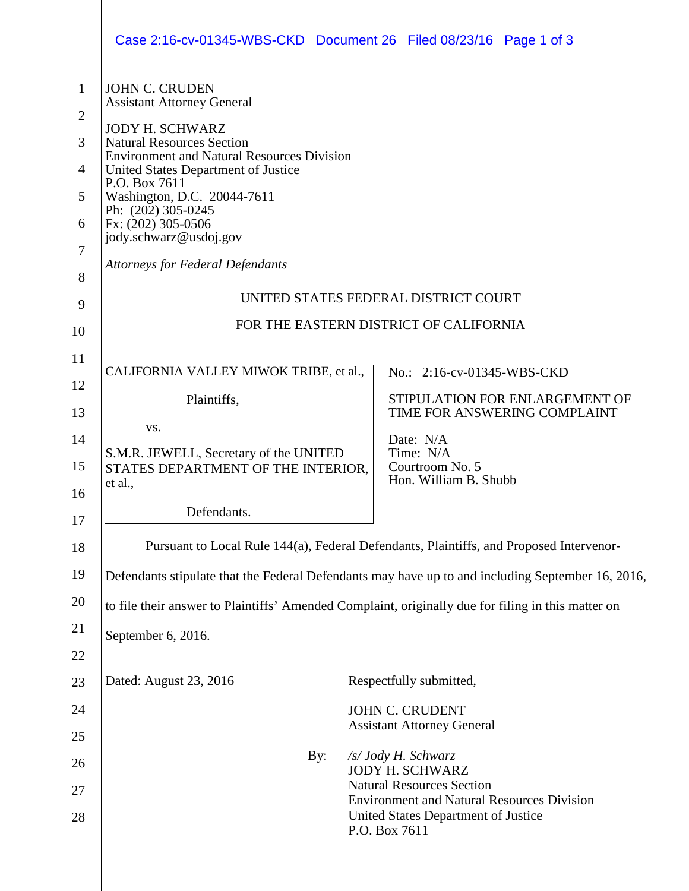JOHN C. CRUDEN
Assistant Attorney General

JODY H. SCHWARZ
Natural Resources Section
Environment and Natural Resources Division
United States Department of Justice
P.O. Box 7611
Washington, D.C. 20044-7611
Ph: (202) 305-0245
Fx: (202) 305-0506
jody.schwarz@usdoj.gov

*Attorneys for Federal Defendants*

UNITED STATES FEDERAL DISTRICT COURT

FOR THE EASTERN DISTRICT OF CALIFORNIA

| | |
|---|---|
| CALIFORNIA VALLEY MIWOK TRIBE, et al.,<br><br>Plaintiffs,<br><br>vs.<br><br>S.M.R. JEWELL, Secretary of the UNITED STATES DEPARTMENT OF THE INTERIOR, et al.,<br><br>Defendants. | No.: 2:16-cv-01345-WBS-CKD<br><br>STIPULATION FOR ENLARGEMENT OF TIME FOR ANSWERING COMPLAINT<br><br>Date: N/A<br>Time: N/A<br>Courtroom No. 5<br>Hon. William B. Shubb |

Pursuant to Local Rule 144(a), Federal Defendants, Plaintiffs, and Proposed Intervenor-Defendants stipulate that the Federal Defendants may have up to and including September 16, 2016, to file their answer to Plaintiffs' Amended Complaint, originally due for filing in this matter on September 6, 2016.

Dated: August 23, 2016

Respectfully submitted,

JOHN C. CRUDENT
Assistant Attorney General

By: */s/ Jody H. Schwarz*
JODY H. SCHWARZ
Natural Resources Section
Environment and Natural Resources Division
United States Department of Justice
P.O. Box 7611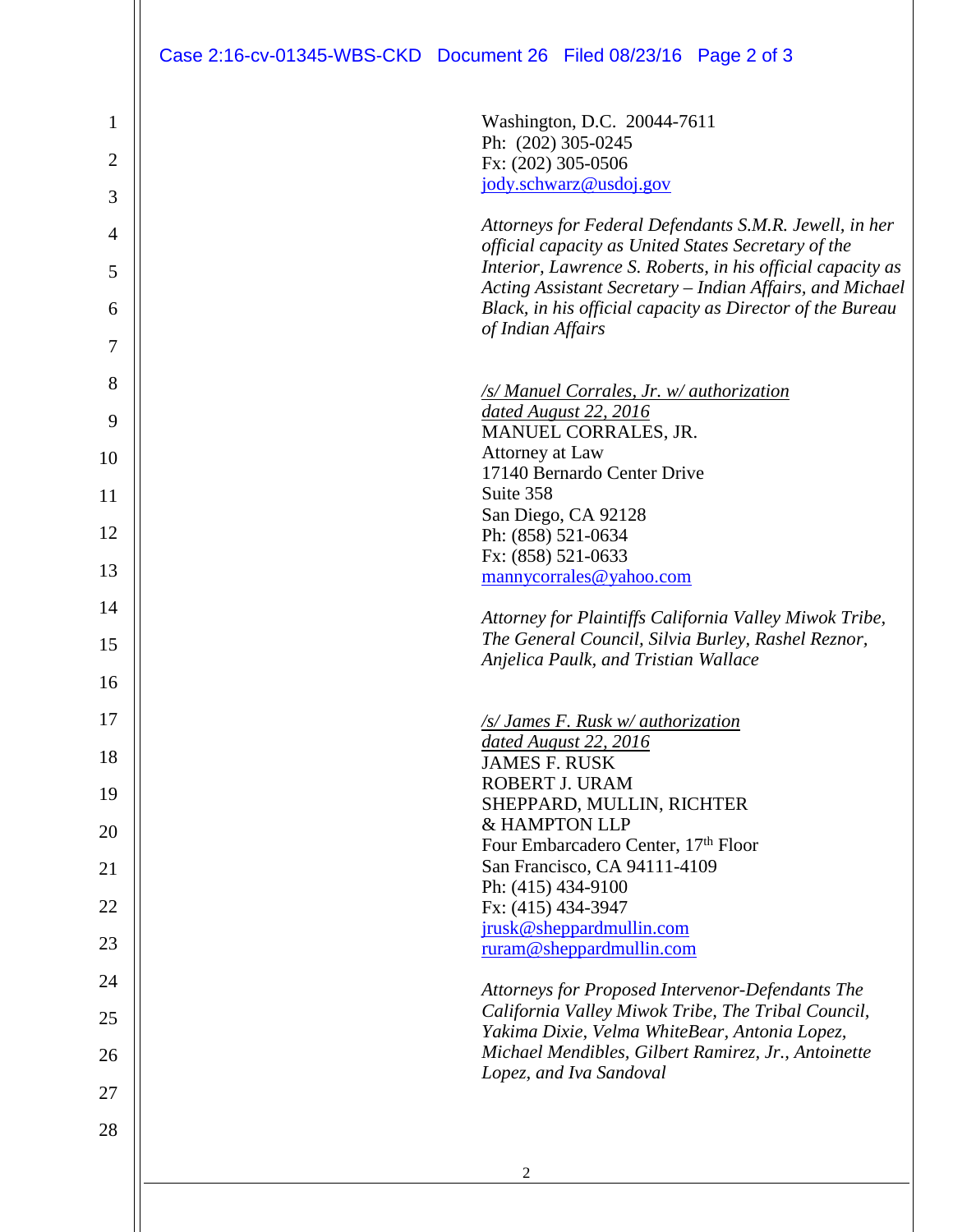Washington, D.C. 20044-7611
Ph: (202) 305-0245
Fx: (202) 305-0506
jody.schwarz@usdoj.gov

*Attorneys for Federal Defendants S.M.R. Jewell, in her official capacity as United States Secretary of the Interior, Lawrence S. Roberts, in his official capacity as Acting Assistant Secretary – Indian Affairs, and Michael Black, in his official capacity as Director of the Bureau of Indian Affairs*

*/s/ Manuel Corrales, Jr. w/ authorization dated August 22, 2016*
MANUEL CORRALES, JR.
Attorney at Law
17140 Bernardo Center Drive
Suite 358
San Diego, CA 92128
Ph: (858) 521-0634
Fx: (858) 521-0633
mannycorrales@yahoo.com

*Attorney for Plaintiffs California Valley Miwok Tribe, The General Council, Silvia Burley, Rashel Reznor, Anjelica Paulk, and Tristian Wallace*

*/s/ James F. Rusk w/ authorization dated August 22, 2016*
JAMES F. RUSK
ROBERT J. URAM
SHEPPARD, MULLIN, RICHTER & HAMPTON LLP
Four Embarcadero Center, 17th Floor
San Francisco, CA 94111-4109
Ph: (415) 434-9100
Fx: (415) 434-3947
jrusk@sheppardmullin.com
ruram@sheppardmullin.com

*Attorneys for Proposed Intervenor-Defendants The California Valley Miwok Tribe, The Tribal Council, Yakima Dixie, Velma WhiteBear, Antonia Lopez, Michael Mendibles, Gilbert Ramirez, Jr., Antoinette Lopez, and Iva Sandoval*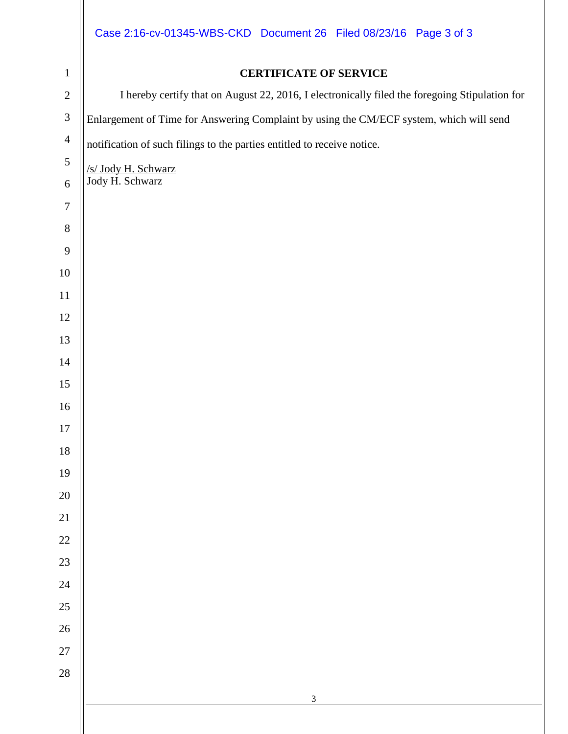**CERTIFICATE OF SERVICE**

I hereby certify that on August 22, 2016, I electronically filed the foregoing Stipulation for Enlargement of Time for Answering Complaint by using the CM/ECF system, which will send notification of such filings to the parties entitled to receive notice.

/s/ Jody H. Schwarz
Jody H. Schwarz